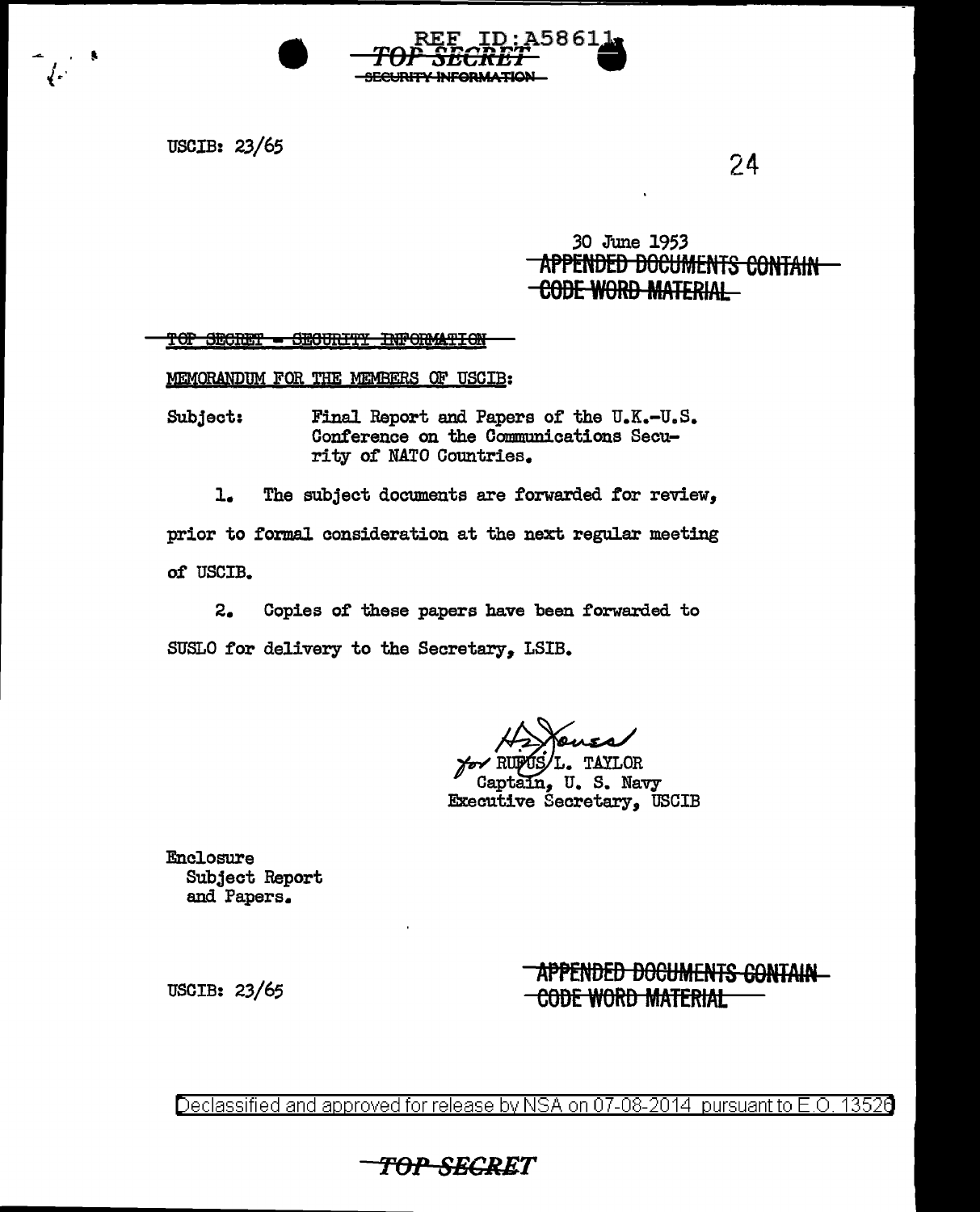REF ID:A58611

~~TOP SECRET~~

~~SECURITY INFORMATION~~

USCIB: 23/65

30 June 1953

~~APPENDED DOCUMENTS CONTAIN CODE WORD MATERIAL~~

~~TOP SECRET - SECURITY INFORMATION~~

MEMORANDUM FOR THE MEMBERS OF USCIB:

Subject: Final Report and Papers of the U.K.-U.S. Conference on the Communications Security of NATO Countries.

1. The subject documents are forwarded for review, prior to formal consideration at the next regular meeting of USCIB.

2. Copies of these papers have been forwarded to SUSLO for delivery to the Secretary, LSIB.

for RUFUS L. TAYLOR
Captain, U. S. Navy
Executive Secretary, USCIB

Enclosure
Subject Report and Papers.

USCIB: 23/65

~~APPENDED DOCUMENTS CONTAIN CODE WORD MATERIAL~~

Declassified and approved for release by NSA on 07-08-2014 pursuant to E.O. 13526

~~TOP SECRET~~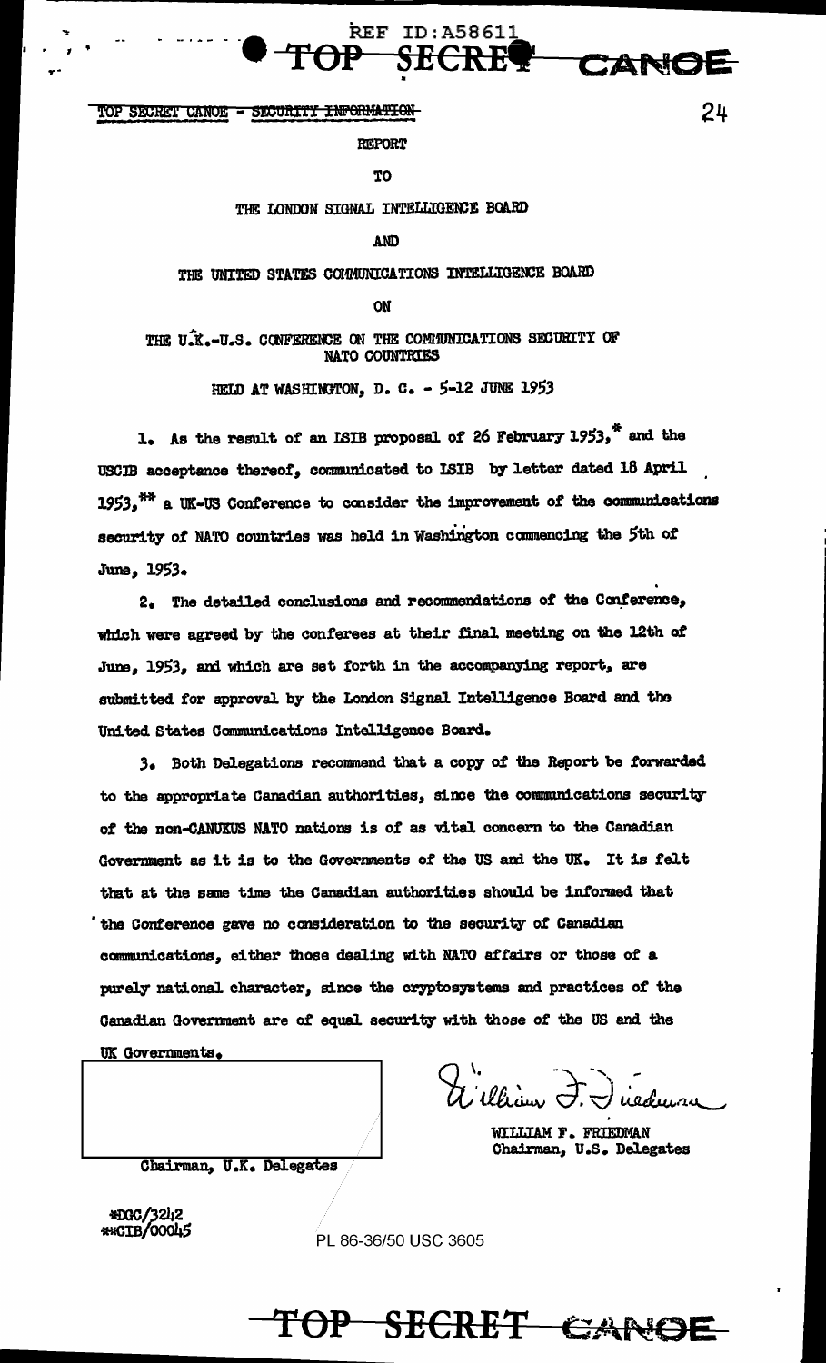TOP SECRET CANOE - SECURITY INFORMATION

REPORT

TO

THE LONDON SIGNAL INTELLIGENCE BOARD

AND

THE UNITED STATES COMMUNICATIONS INTELLIGENCE BOARD

ON

THE U.K.-U.S. CONFERENCE ON THE COMMUNICATIONS SECURITY OF NATO COUNTRIES

HELD AT WASHINGTON, D. C. - 5-12 JUNE 1953

1. As the result of an LSIB proposal of 26 February 1953,* and the USCIB acceptance thereof, communicated to LSIB by letter dated 18 April 1953,** a UK-US Conference to consider the improvement of the communications security of NATO countries was held in Washington commencing the 5th of June, 1953.

2. The detailed conclusions and recommendations of the Conference, which were agreed by the conferees at their final meeting on the 12th of June, 1953, and which are set forth in the accompanying report, are submitted for approval by the London Signal Intelligence Board and the United States Communications Intelligence Board.

3. Both Delegations recommend that a copy of the Report be forwarded to the appropriate Canadian authorities, since the communications security of the non-CANUKUS NATO nations is of as vital concern to the Canadian Government as it is to the Governments of the US and the UK. It is felt that at the same time the Canadian authorities should be informed that the Conference gave no consideration to the security of Canadian communications, either those dealing with NATO affairs or those of a purely national character, since the cryptosystems and practices of the Canadian Government are of equal security with those of the US and the UK Governments.

Chairman, U.K. Delegates

William F. Friedman
WILLIAM F. FRIEDMAN
Chairman, U.S. Delegates

*DGC/3242
**CIB/00045

PL 86-36/50 USC 3605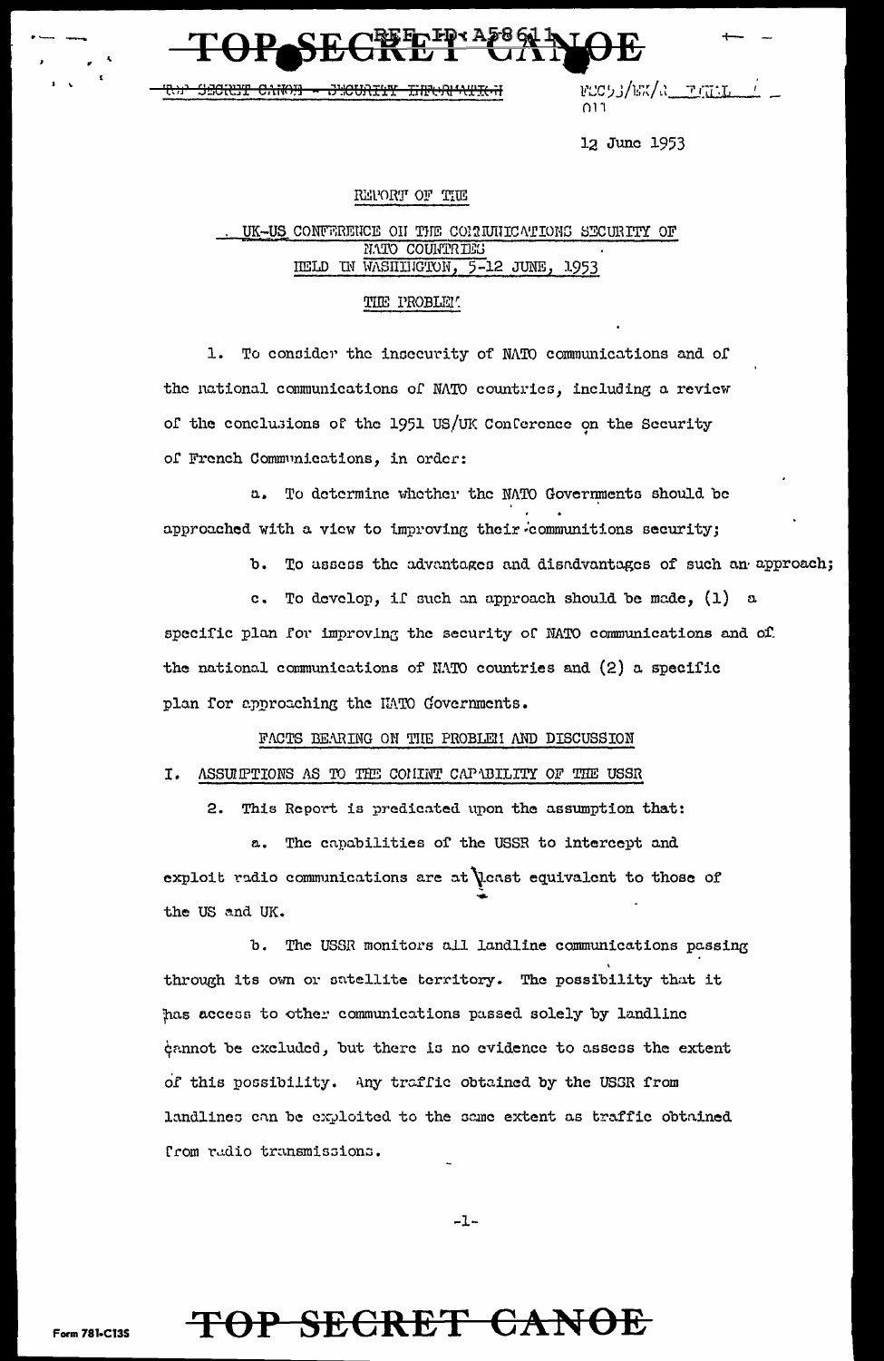TOP SECRET CANOE - SECURITY INFORMATION

FCC53/EX/R FINAL
011

12 June 1953

REPORT OF THE

UK-US CONFERENCE ON THE COMMUNICATIONS SECURITY OF NATO COUNTRIES HELD IN WASHINGTON, 5-12 JUNE, 1953

THE PROBLEM

1. To consider the insecurity of NATO communications and of the national communications of NATO countries, including a review of the conclusions of the 1951 US/UK Conference on the Security of French Communications, in order:

a. To determine whether the NATO Governments should be approached with a view to improving their communitions security;

b. To assess the advantages and disadvantages of such an approach;

c. To develop, if such an approach should be made, (1) a specific plan for improving the security of NATO communications and of the national communications of NATO countries and (2) a specific plan for approaching the NATO Governments.

FACTS BEARING ON THE PROBLEM AND DISCUSSION

I. ASSUMPTIONS AS TO THE COMINT CAPABILITY OF THE USSR

2. This Report is predicated upon the assumption that:

a. The capabilities of the USSR to intercept and exploit radio communications are at least equivalent to those of the US and UK.

b. The USSR monitors all landline communications passing through its own or satellite territory. The possibility that it has access to other communications passed solely by landline cannot be excluded, but there is no evidence to assess the extent of this possibility. Any traffic obtained by the USSR from landlines can be exploited to the same extent as traffic obtained from radio transmissions.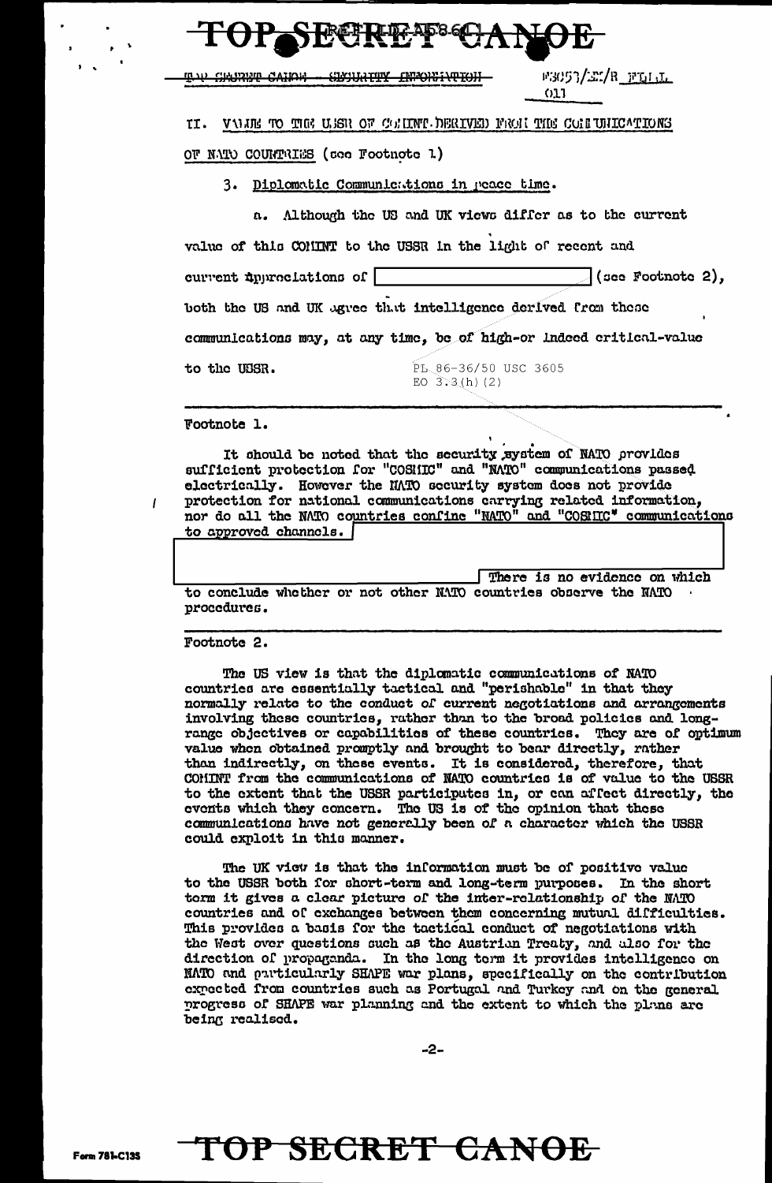TOP SECRET CANOE

TOP SECRET CANOE - SECURITY INFORMATION

M3053/EX/R FULL 011

II. VALUE TO THE USSR OF COMINT DERIVED FROM THE COMMUNICATIONS OF NATO COUNTRIES (see Footnote 1)

3. Diplomatic Communications in peace time.

a. Although the US and UK views differ as to the current value of this COMINT to the USSR in the light of recent and current appreciations of [redacted] (see Footnote 2), both the US and UK agree that intelligence derived from these communications may, at any time, be of high-or indeed critical-value to the USSR.

PL 86-36/50 USC 3605
EO 3.3(h)(2)

---

Footnote 1.

It should be noted that the security system of NATO provides sufficient protection for "COSMIC" and "NATO" communications passed electrically. However the NATO security system does not provide protection for national communications carrying related information, nor do all the NATO countries confine "NATO" and "COSMIC" communications to approved channels. [redacted] There is no evidence on which to conclude whether or not other NATO countries observe the NATO procedures.

---

Footnote 2.

The US view is that the diplomatic communications of NATO countries are essentially tactical and "perishable" in that they normally relate to the conduct of current negotiations and arrangements involving these countries, rather than to the broad policies and long-range objectives or capabilities of these countries. They are of optimum value when obtained promptly and brought to bear directly, rather than indirectly, on these events. It is considered, therefore, that COMINT from the communications of NATO countries is of value to the USSR to the extent that the USSR participates in, or can affect directly, the events which they concern. The US is of the opinion that these communications have not generally been of a character which the USSR could exploit in this manner.

The UK view is that the information must be of positive value to the USSR both for short-term and long-term purposes. In the short term it gives a clear picture of the inter-relationship of the NATO countries and of exchanges between them concerning mutual difficulties. This provides a basis for the tactical conduct of negotiations with the West over questions such as the Austrian Treaty, and also for the direction of propaganda. In the long term it provides intelligence on NATO and particularly SHAPE war plans, specifically on the contribution expected from countries such as Portugal and Turkey and on the general progress of SHAPE war planning and the extent to which the plans are being realised.

Form 781-C13S

TOP SECRET CANOE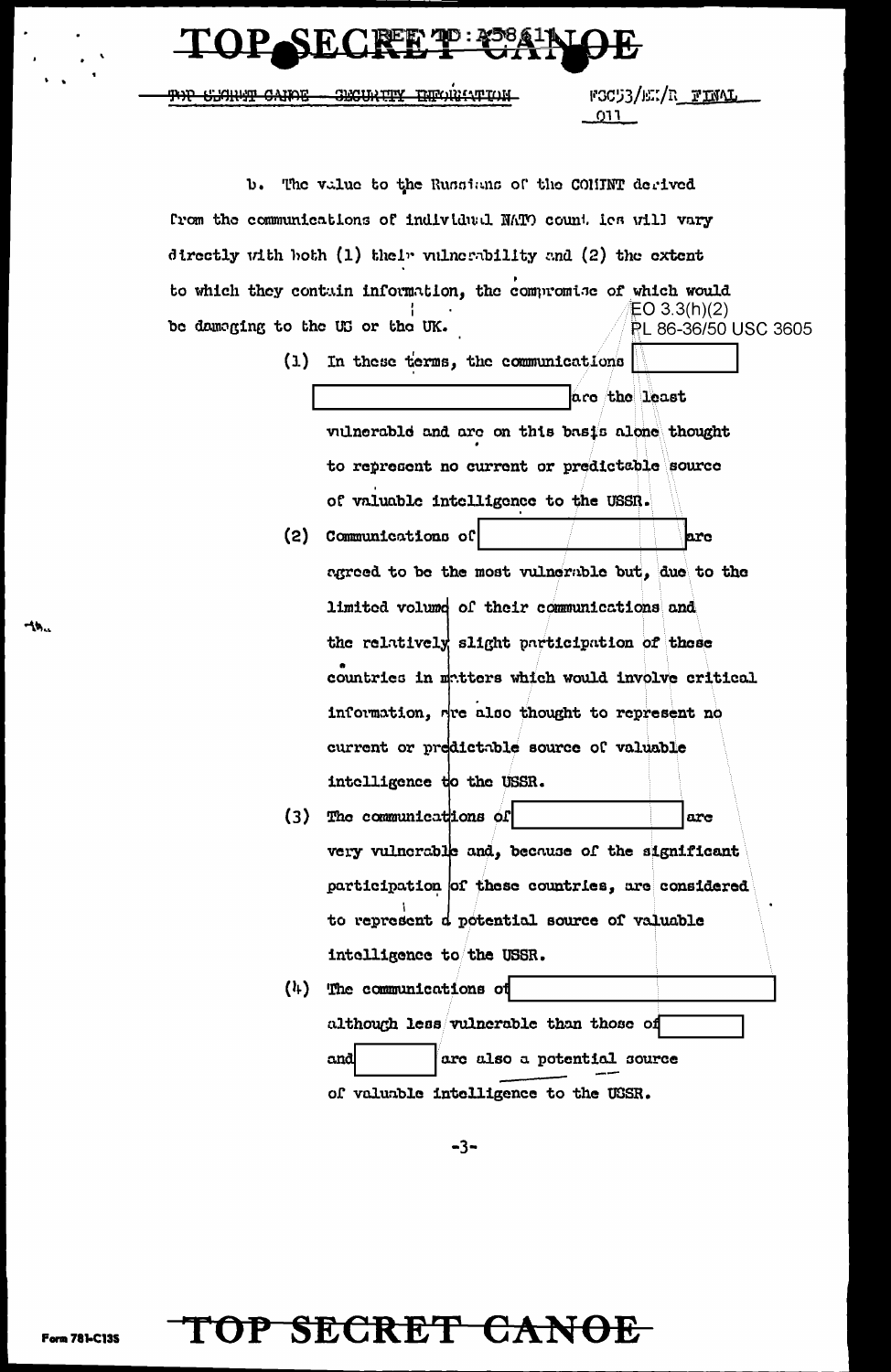TOP SECRET CANOE SECURITY INFORMATION

FSC53/EM/R FINAL

011

b. The value to the Russians of the COMINT derived from the communications of individual NATO countries will vary directly with both (1) their vulnerability and (2) the extent to which they contain information, the compromise of which would be damaging to the US or the UK.

EO 3.3(h)(2)
PL 86-36/50 USC 3605

(1) In these terms, the communications [redacted] are the least vulnerable and are on this basis alone thought to represent no current or predictable source of valuable intelligence to the USSR.

(2) Communications of [redacted] are agreed to be the most vulnerable but, due to the limited volume of their communications and the relatively slight participation of these countries in matters which would involve critical information, are also thought to represent no current or predictable source of valuable intelligence to the USSR.

(3) The communications of [redacted] are very vulnerable and, because of the significant participation of these countries, are considered to represent a potential source of valuable intelligence to the USSR.

(4) The communications of [redacted] although less vulnerable than those of [redacted] and [redacted] are also a potential source of valuable intelligence to the USSR.

TOP SECRET CANOE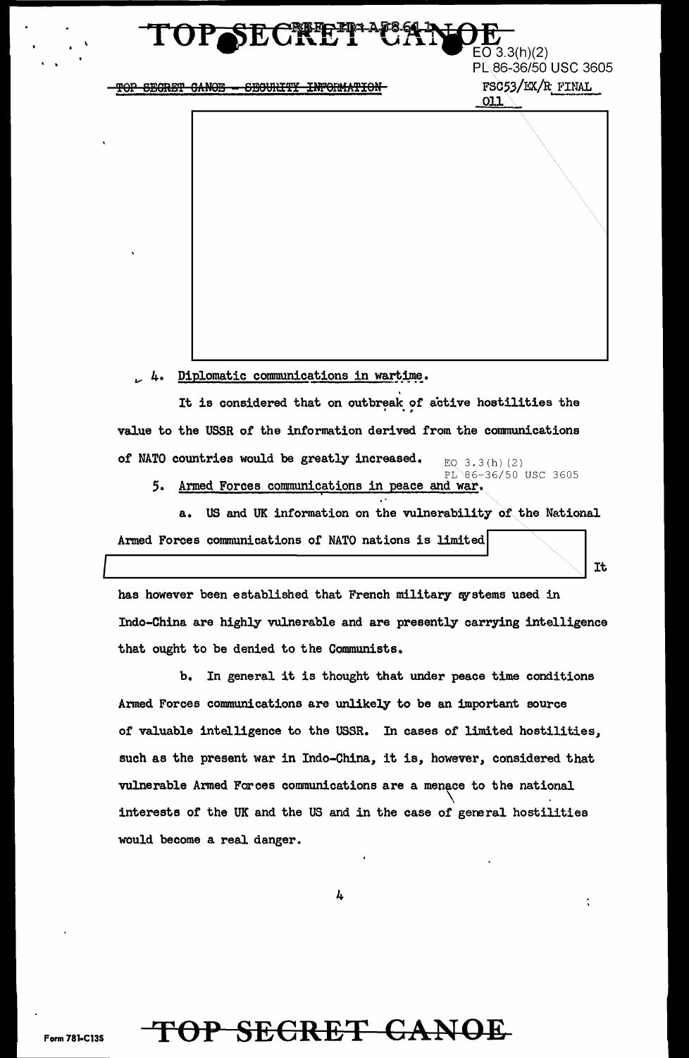TOP SECRET CANOE - SECURITY INFORMATION

FSC53/EX/R FINAL
011

EO 3.3(h)(2)
PL 86-36/50 USC 3605

4. Diplomatic communications in wartime.

It is considered that on outbreak of active hostilities the value to the USSR of the information derived from the communications of NATO countries would be greatly increased.

EO 3.3(h)(2)
PL 86-36/50 USC 3605

5. Armed Forces communications in peace and war.

a. US and UK information on the vulnerability of the National Armed Forces communications of NATO nations is limited It has however been established that French military systems used in Indo-China are highly vulnerable and are presently carrying intelligence that ought to be denied to the Communists.

b. In general it is thought that under peace time conditions Armed Forces communications are unlikely to be an important source of valuable intelligence to the USSR. In cases of limited hostilities, such as the present war in Indo-China, it is, however, considered that vulnerable Armed Forces communications are a menace to the national interests of the UK and the US and in the case of general hostilities would become a real danger.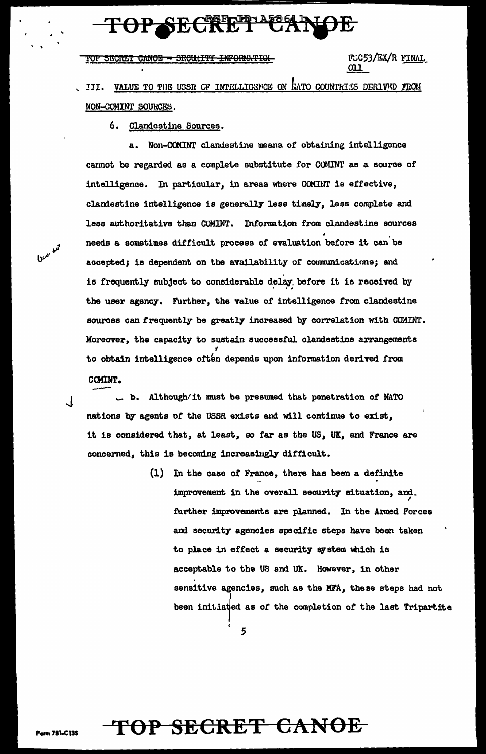TOP SECRET CANOE - SECURITY INFORMATION

FSC53/EX/R FINAL
011

III. VALUE TO THE USSR OF INTELLIGENCE ON NATO COUNTRIES DERIVED FROM NON-COMINT SOURCES.

6. Clandestine Sources.

a. Non-COMINT clandestine means of obtaining intelligence cannot be regarded as a complete substitute for COMINT as a source of intelligence. In particular, in areas where COMINT is effective, clandestine intelligence is generally less timely, less complete and less authoritative than COMINT. Information from clandestine sources needs a sometimes difficult process of evaluation before it can be accepted; is dependent on the availability of communications; and is frequently subject to considerable delay before it is received by the user agency. Further, the value of intelligence from clandestine sources can frequently be greatly increased by correlation with COMINT. Moreover, the capacity to sustain successful clandestine arrangements to obtain intelligence often depends upon information derived from COMINT.

b. Although it must be presumed that penetration of NATO nations by agents of the USSR exists and will continue to exist, it is considered that, at least, so far as the US, UK, and France are concerned, this is becoming increasingly difficult.

(1) In the case of France, there has been a definite improvement in the overall security situation, and further improvements are planned. In the Armed Forces and security agencies specific steps have been taken to place in effect a security system which is acceptable to the US and UK. However, in other sensitive agencies, such as the MFA, these steps had not been initiated as of the completion of the last Tripartite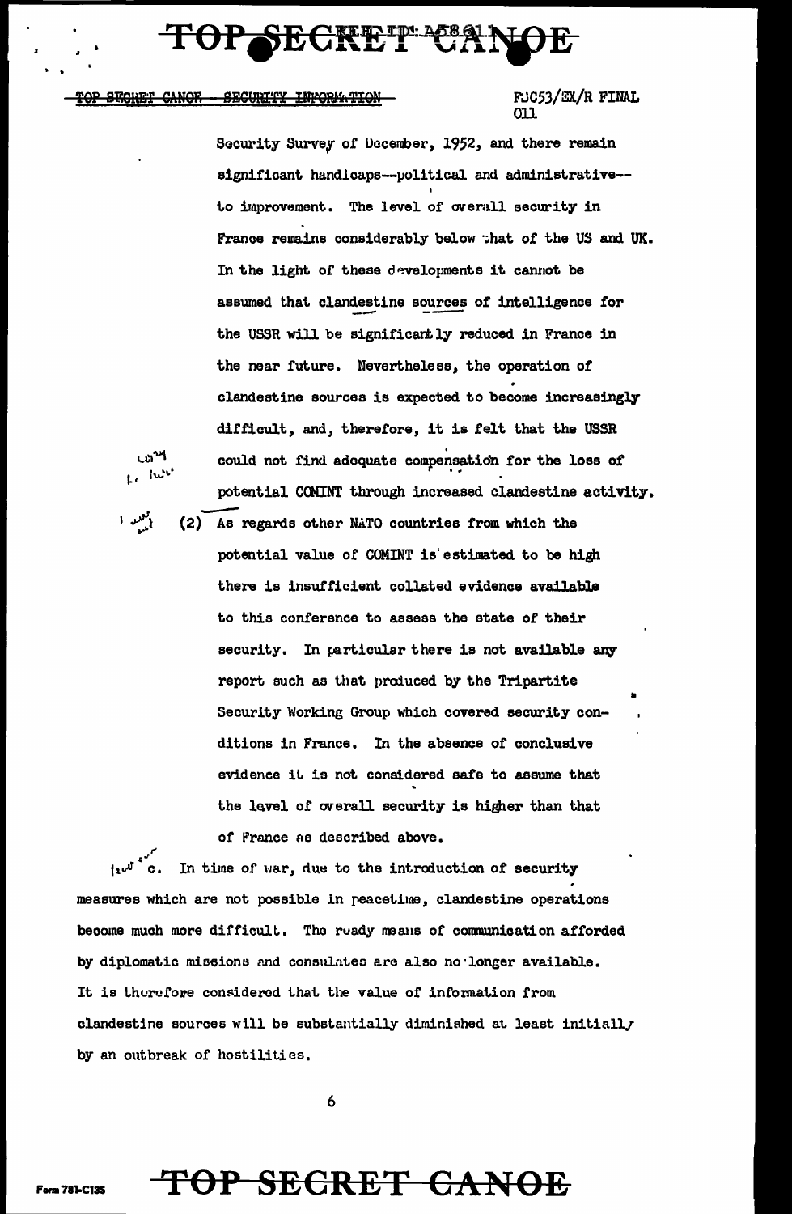Security Survey of December, 1952, and there remain significant handicaps--political and administrative--to improvement. The level of overall security in France remains considerably below that of the US and UK. In the light of these developments it cannot be assumed that clandestine sources of intelligence for the USSR will be significantly reduced in France in the near future. Nevertheless, the operation of clandestine sources is expected to become increasingly difficult, and, therefore, it is felt that the USSR could not find adequate compensation for the loss of potential COMINT through increased clandestine activity.

(2) As regards other NATO countries from which the potential value of COMINT is estimated to be high there is insufficient collated evidence available to this conference to assess the state of their security. In particular there is not available any report such as that produced by the Tripartite Security Working Group which covered security conditions in France. In the absence of conclusive evidence it is not considered safe to assume that the level of overall security is higher than that of France as described above.

c. In time of war, due to the introduction of security measures which are not possible in peacetime, clandestine operations become much more difficult. The ready means of communication afforded by diplomatic missions and consulates are also no longer available. It is therefore considered that the value of information from clandestine sources will be substantially diminished at least initially by an outbreak of hostilities.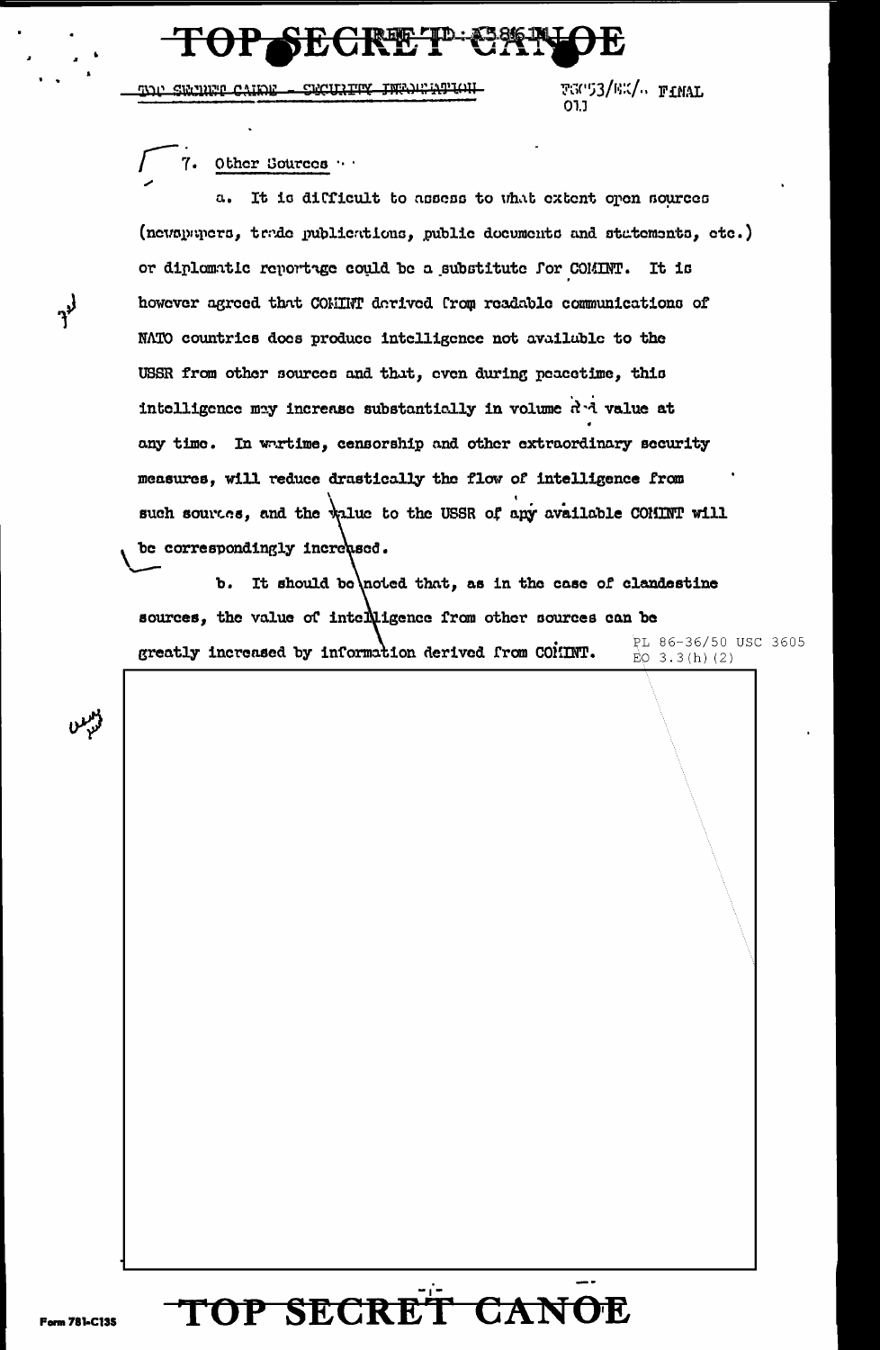7. Other Sources

a. It is difficult to assess to what extent open sources (newspapers, trade publications, public documents and statements, etc.) or diplomatic reportage could be a substitute for COMINT. It is however agreed that COMINT derived from readable communications of NATO countries does produce intelligence not available to the USSR from other sources and that, even during peacetime, this intelligence may increase substantially in volume and value at any time. In wartime, censorship and other extraordinary security measures, will reduce drastically the flow of intelligence from such sources, and the value to the USSR of any available COMINT will be correspondingly increased.

b. It should be noted that, as in the case of clandestine sources, the value of intelligence from other sources can be greatly increased by information derived from COMINT.

PL 86-36/50 USC 3605
EO 3.3(h)(2)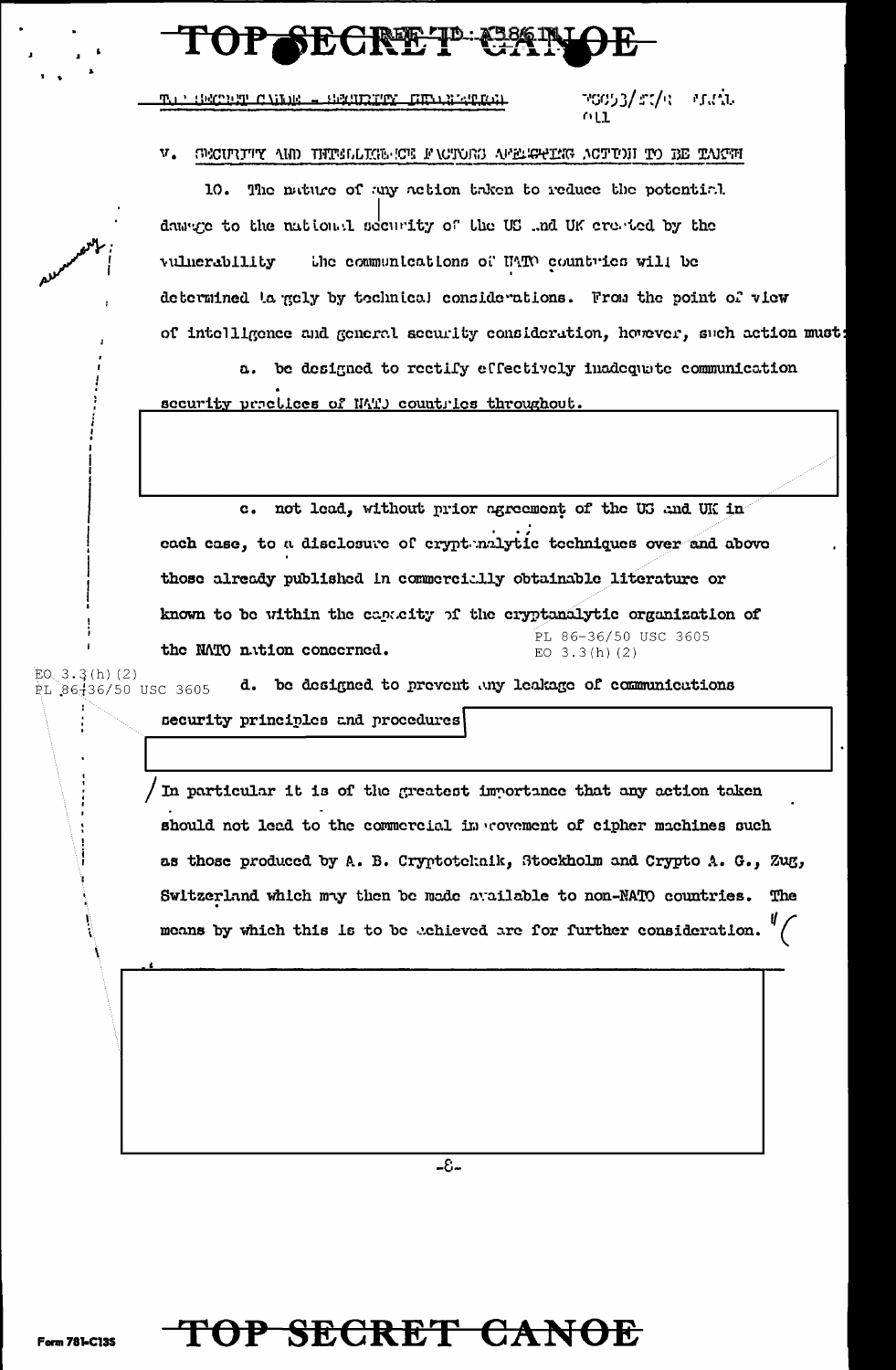TOP SECRET CANOE

TOP SECRET CANOE - SECURITY INFORMATION

V. SECURITY AND INTELLIGENCE FACTORS AFFECTING ACTION TO BE TAKEN

10. The nature of any action taken to reduce the potential damage to the national security of the US and UK created by the vulnerability the communications of NATO countries will be determined largely by technical considerations. From the point of view of intelligence and general security consideration, however, such action must:

a. be designed to rectify effectively inadequate communication security practices of NATO countries throughout.

c. not lead, without prior agreement of the US and UK in each case, to a disclosure of cryptanalytic techniques over and above those already published in commercially obtainable literature or known to be within the capacity of the cryptanalytic organization of the NATO nation concerned.

PL 86-36/50 USC 3605
EO 3.3(h)(2)

EO 3.3(h)(2)
PL 86-36/50 USC 3605

d. be designed to prevent any leakage of communications security principles and procedures

"In particular it is of the greatest importance that any action taken should not lead to the commercial improvement of cipher machines such as those produced by A. B. Cryptotecknik, Stockholm and Crypto A. G., Zug, Switzerland which may then be made available to non-NATO countries. The means by which this is to be achieved are for further consideration."

TOP SECRET CANOE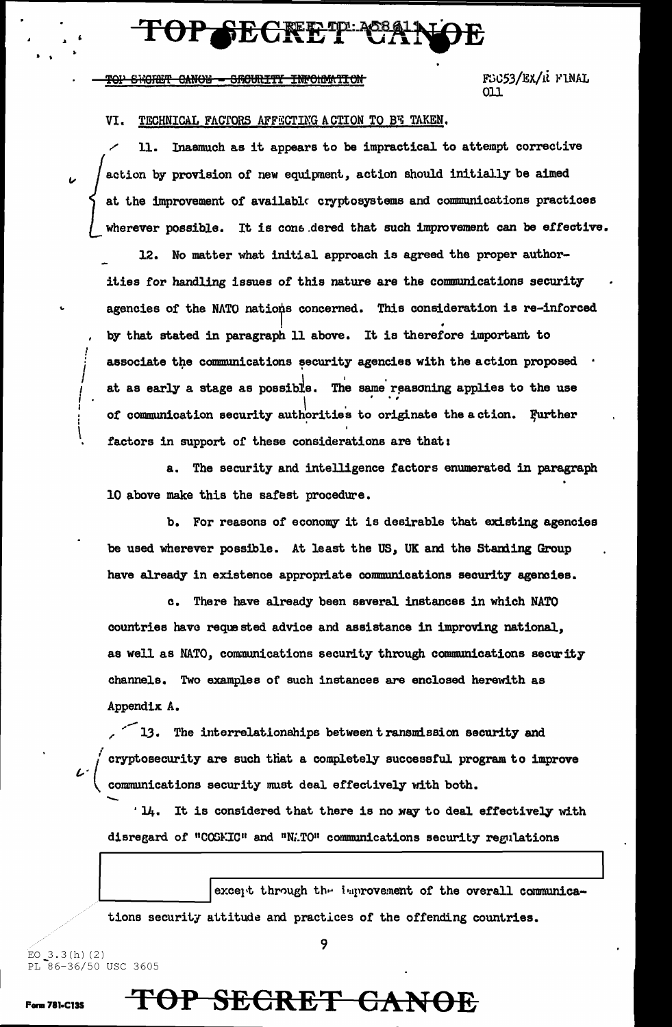TOP SECRET CANOE - SECURITY INFORMATION

FSC53/EX/R FINAL
011

## VI. TECHNICAL FACTORS AFFECTING ACTION TO BE TAKEN.

11. Inasmuch as it appears to be impractical to attempt corrective action by provision of new equipment, action should initially be aimed at the improvement of available cryptosystems and communications practices wherever possible. It is considered that such improvement can be effective.

12. No matter what initial approach is agreed the proper authorities for handling issues of this nature are the communications security agencies of the NATO nations concerned. This consideration is re-inforced by that stated in paragraph 11 above. It is therefore important to associate the communications security agencies with the action proposed at as early a stage as possible. The same reasoning applies to the use of communication security authorities to originate the action. Further factors in support of these considerations are that:

a. The security and intelligence factors enumerated in paragraph 10 above make this the safest procedure.

b. For reasons of economy it is desirable that existing agencies be used wherever possible. At least the US, UK and the Standing Group have already in existence appropriate communications security agencies.

c. There have already been several instances in which NATO countries have requested advice and assistance in improving national, as well as NATO, communications security through communications security channels. Two examples of such instances are enclosed herewith as Appendix A.

13. The interrelationships between transmission security and cryptosecurity are such that a completely successful program to improve communications security must deal effectively with both.

14. It is considered that there is no way to deal effectively with disregard of "COSMIC" and "NATO" communications security regulations [redacted] except through the improvement of the overall communications security attitude and practices of the offending countries.

EO 3.3(h)(2)
PL 86-36/50 USC 3605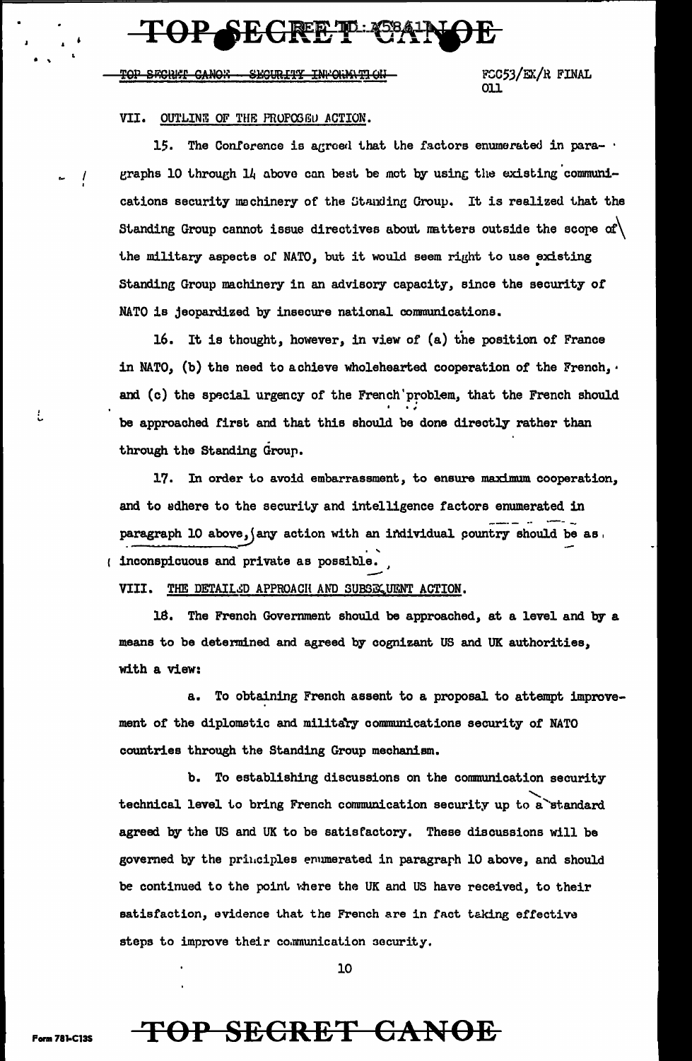TOP SECRET CANOE - SECURITY INFORMATION

FCC53/EX/R FINAL
011

## VII. OUTLINE OF THE PROPOSED ACTION.

15. The Conference is agreed that the factors enumerated in paragraphs 10 through 14 above can best be met by using the existing communications security machinery of the Standing Group. It is realized that the Standing Group cannot issue directives about matters outside the scope of the military aspects of NATO, but it would seem right to use existing Standing Group machinery in an advisory capacity, since the security of NATO is jeopardized by insecure national communications.

16. It is thought, however, in view of (a) the position of France in NATO, (b) the need to achieve wholehearted cooperation of the French, and (c) the special urgency of the French problem, that the French should be approached first and that this should be done directly rather than through the Standing Group.

17. In order to avoid embarrassment, to ensure maximum cooperation, and to adhere to the security and intelligence factors enumerated in paragraph 10 above, any action with an individual country should be as inconspicuous and private as possible.

## VIII. THE DETAILED APPROACH AND SUBSEQUENT ACTION.

18. The French Government should be approached, at a level and by a means to be determined and agreed by cognizant US and UK authorities, with a view:

a. To obtaining French assent to a proposal to attempt improvement of the diplomatic and military communications security of NATO countries through the Standing Group mechanism.

b. To establishing discussions on the communication security technical level to bring French communication security up to a standard agreed by the US and UK to be satisfactory. These discussions will be governed by the principles enumerated in paragraph 10 above, and should be continued to the point where the UK and US have received, to their satisfaction, evidence that the French are in fact taking effective steps to improve their communication security.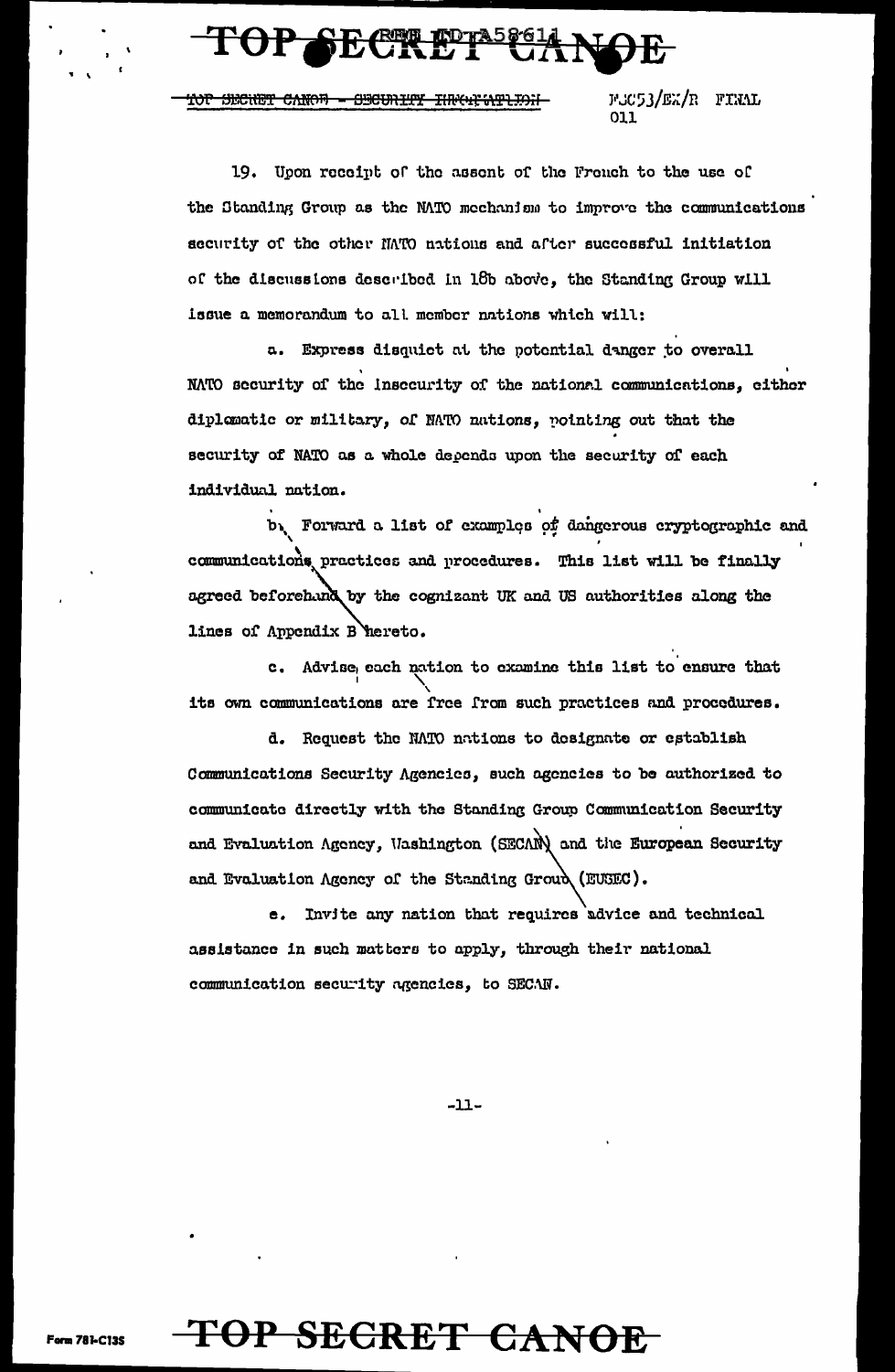19. Upon receipt of the assent of the French to the use of the Standing Group as the NATO mechanism to improve the communications security of the other NATO nations and after successful initiation of the discussions described in 18b above, the Standing Group will issue a memorandum to all member nations which will:

a. Express disquiet at the potential danger to overall NATO security of the insecurity of the national communications, either diplomatic or military, of NATO nations, pointing out that the security of NATO as a whole depends upon the security of each individual nation.

b. Forward a list of examples of dangerous cryptographic and communications practices and procedures. This list will be finally agreed beforehand by the cognizant UK and US authorities along the lines of Appendix B hereto.

c. Advise each nation to examine this list to ensure that its own communications are free from such practices and procedures.

d. Request the NATO nations to designate or establish Communications Security Agencies, such agencies to be authorized to communicate directly with the Standing Group Communication Security and Evaluation Agency, Washington (SECAN) and the European Security and Evaluation Agency of the Standing Group (EUSEC).

e. Invite any nation that requires advice and technical assistance in such matters to apply, through their national communication security agencies, to SECAN.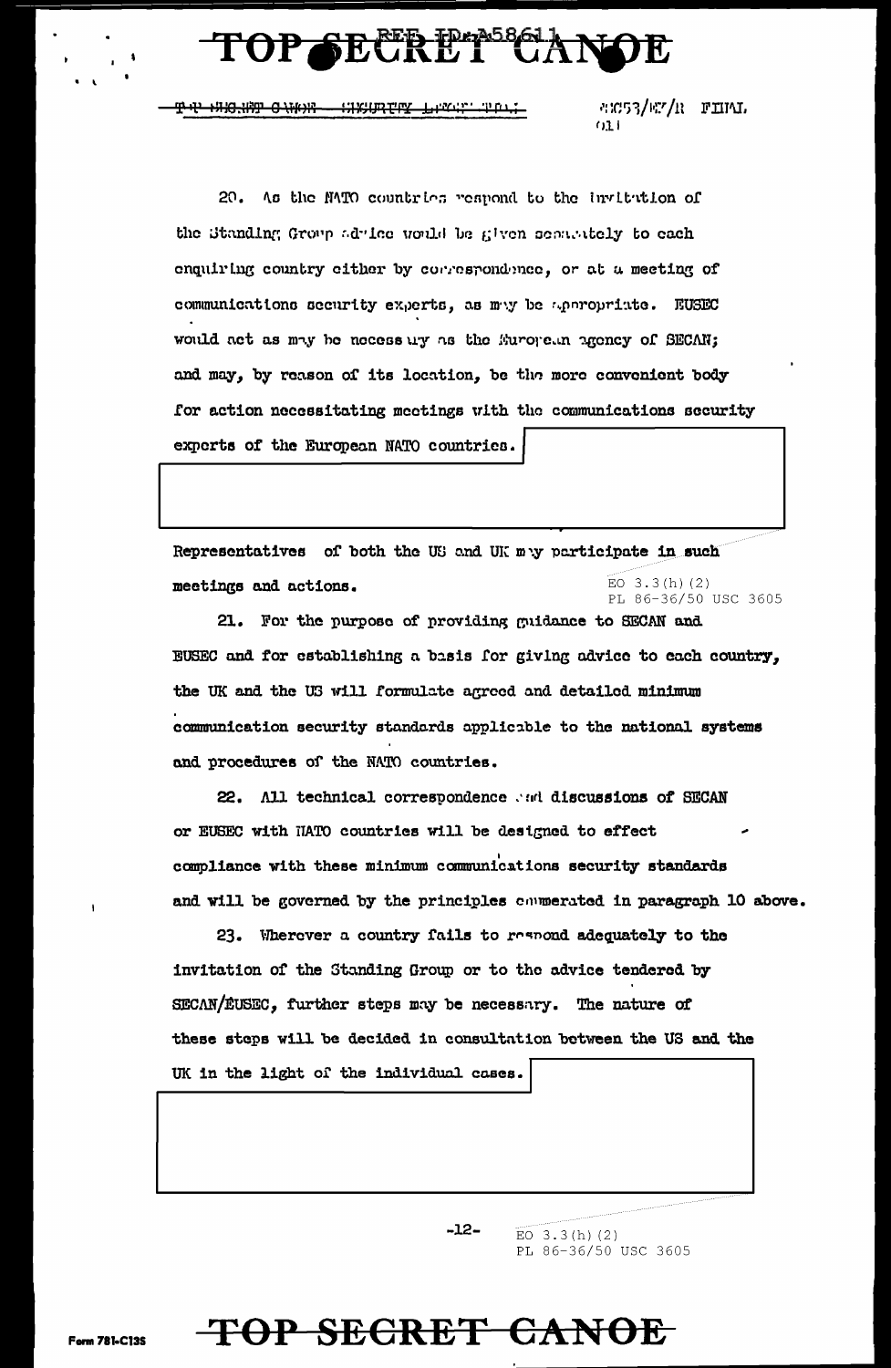20. As the NATO countries respond to the invitation of the Standing Group advice would be given separately to each enquiring country either by correspondence, or at a meeting of communications security experts, as may be appropriate. EUSEC would act as may be necessary as the European agency of SECAN; and may, by reason of its location, be the more convenient body for action necessitating meetings with the communications security experts of the European NATO countries.

Representatives of both the US and UK may participate in such meetings and actions.

EO 3.3(h)(2)
PL 86-36/50 USC 3605

21. For the purpose of providing guidance to SECAN and EUSEC and for establishing a basis for giving advice to each country, the UK and the US will formulate agreed and detailed minimum communication security standards applicable to the national systems and procedures of the NATO countries.

22. All technical correspondence and discussions of SECAN or EUSEC with NATO countries will be designed to effect compliance with these minimum communications security standards and will be governed by the principles enumerated in paragraph 10 above.

23. Wherever a country fails to respond adequately to the invitation of the Standing Group or to the advice tendered by SECAN/EUSEC, further steps may be necessary. The nature of these steps will be decided in consultation between the US and the UK in the light of the individual cases.

EO 3.3(h)(2)
PL 86-36/50 USC 3605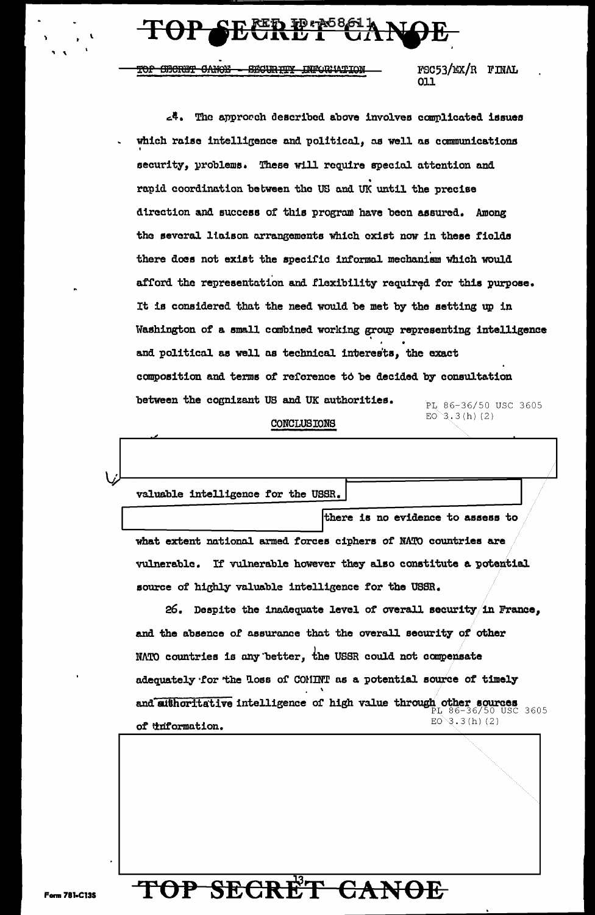TOP SECRET CANOE - SECURITY INFORMATION

FSC53/EX/R FINAL
011

24. The approach described above involves complicated issues which raise intelligence and political, as well as communications security, problems. These will require special attention and rapid coordination between the US and UK until the precise direction and success of this program have been assured. Among the several liaison arrangements which exist now in these fields there does not exist the specific informal mechanism which would afford the representation and flexibility required for this purpose. It is considered that the need would be met by the setting up in Washington of a small combined working group representing intelligence and political as well as technical interests, the exact composition and terms of reference to be decided by consultation between the cognizant US and UK authorities.

PL 86-36/50 USC 3605
EO 3.3(h)(2)

## CONCLUSIONS

valuable intelligence for the USSR.

there is no evidence to assess to what extent national armed forces ciphers of NATO countries are vulnerable. If vulnerable however they also constitute a potential source of highly valuable intelligence for the USSR.

26. Despite the inadequate level of overall security in France, and the absence of assurance that the overall security of other NATO countries is any better, the USSR could not compensate adequately for the loss of COMINT as a potential source of timely and authoritative intelligence of high value through other sources of information.

PL 86-36/50 USC 3605
EO 3.3(h)(2)

TOP SECRET CANOE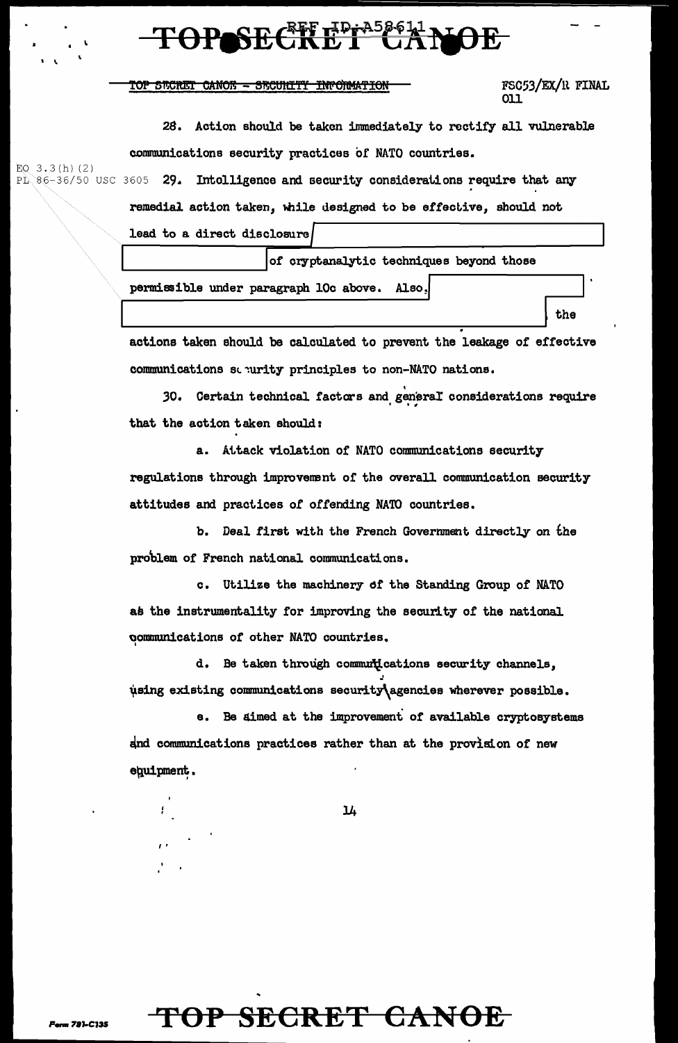28. Action should be taken immediately to rectify all vulnerable communications security practices of NATO countries.

29. Intelligence and security considerations require that any remedial action taken, while designed to be effective, should not lead to a direct disclosure [redacted] of cryptanalytic techniques beyond those permissible under paragraph 10c above. Also, [redacted] the actions taken should be calculated to prevent the leakage of effective communications security principles to non-NATO nations.

30. Certain technical factors and general considerations require that the action taken should:

a. Attack violation of NATO communications security regulations through improvement of the overall communication security attitudes and practices of offending NATO countries.

b. Deal first with the French Government directly on the problem of French national communications.

c. Utilize the machinery of the Standing Group of NATO as the instrumentality for improving the security of the national communications of other NATO countries.

d. Be taken through communications security channels, using existing communications security agencies wherever possible.

e. Be aimed at the improvement of available cryptosystems and communications practices rather than at the provision of new equipment.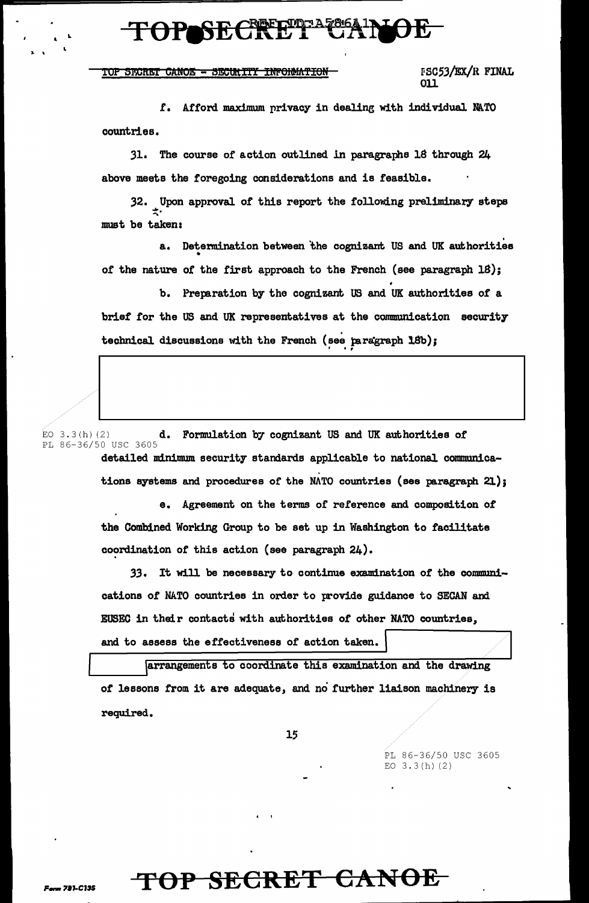TOP SECRET CANOE - SECURITY INFORMATION

FSC53/EX/R FINAL
011

f. Afford maximum privacy in dealing with individual NATO countries.

31. The course of action outlined in paragraphs 18 through 24 above meets the foregoing considerations and is feasible.

32. Upon approval of this report the following preliminary steps must be taken:

a. Determination between the cognizant US and UK authorities of the nature of the first approach to the French (see paragraph 18);

b. Preparation by the cognizant US and UK authorities of a brief for the US and UK representatives at the communication security technical discussions with the French (see paragraph 18b);

EO 3.3(h)(2)
PL 86-36/50 USC 3605

d. Formulation by cognizant US and UK authorities of detailed minimum security standards applicable to national communications systems and procedures of the NATO countries (see paragraph 21);

e. Agreement on the terms of reference and composition of the Combined Working Group to be set up in Washington to facilitate coordination of this action (see paragraph 24).

33. It will be necessary to continue examination of the communications of NATO countries in order to provide guidance to SECAN and EUSEC in their contacts with authorities of other NATO countries, and to assess the effectiveness of action taken. arrangements to coordinate this examination and the drawing of lessons from it are adequate, and no further liaison machinery is required.

PL 86-36/50 USC 3605
EO 3.3(h)(2)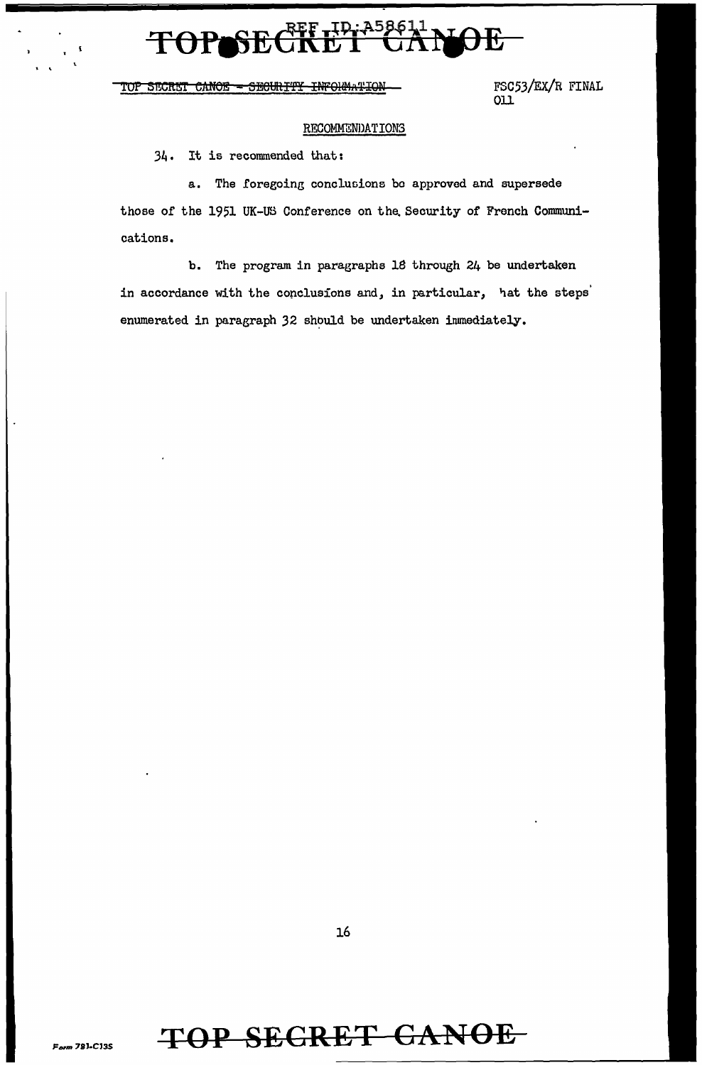TOP SECRET CANOE - SECURITY INFORMATION

FSC53/EX/R FINAL
011

## RECOMMENDATIONS

34. It is recommended that:

a. The foregoing conclusions be approved and supersede those of the 1951 UK-US Conference on the Security of French Communications.

b. The program in paragraphs 18 through 24 be undertaken in accordance with the conclusions and, in particular, hat the steps enumerated in paragraph 32 should be undertaken immediately.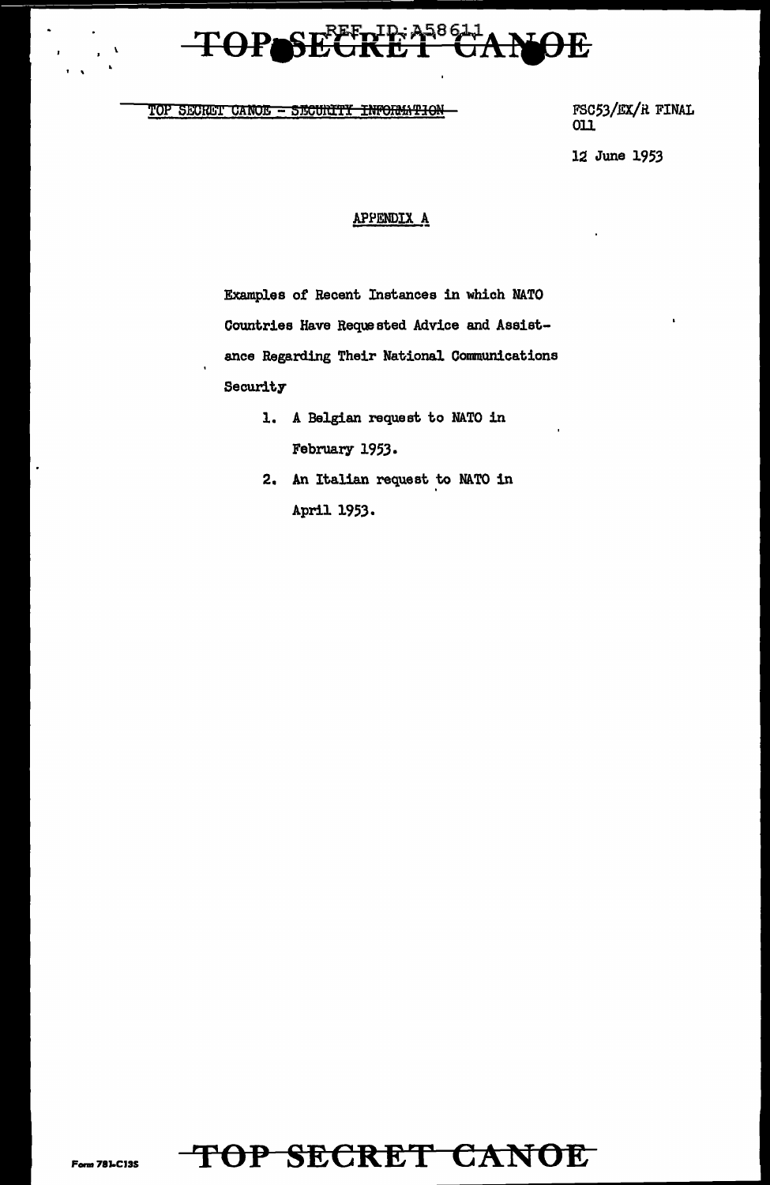TOP SECRET CANOE - SECURITY INFORMATION

FSC53/EX/R FINAL
011

12 June 1953

## APPENDIX A

Examples of Recent Instances in which NATO Countries Have Requested Advice and Assistance Regarding Their National Communications Security

1. A Belgian request to NATO in February 1953.
2. An Italian request to NATO in April 1953.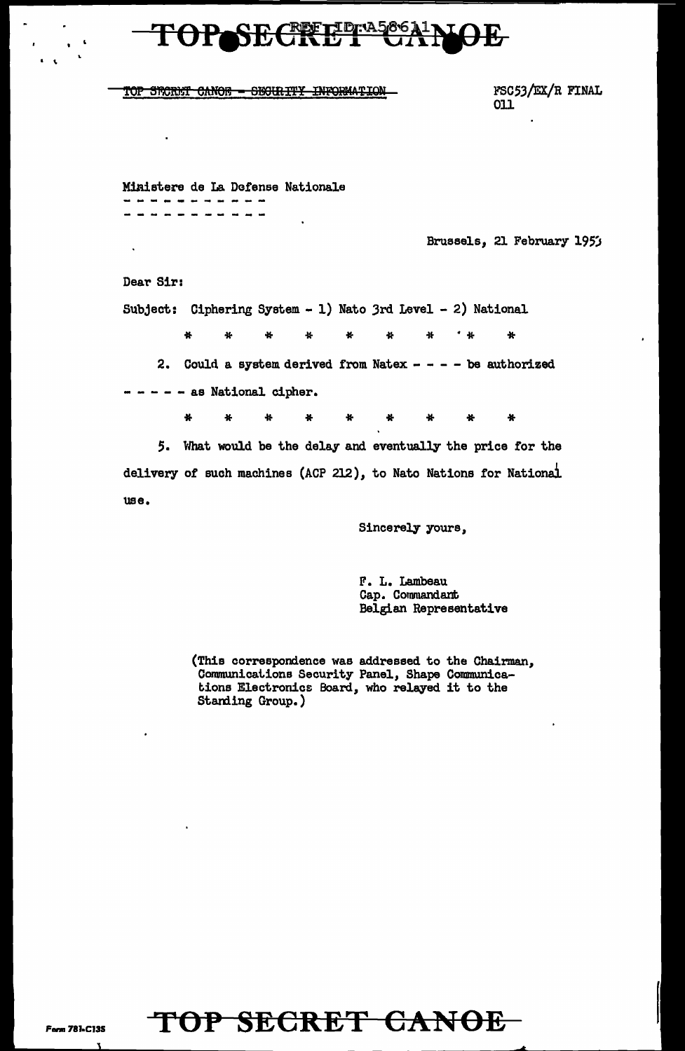~~TOP SECRET CANOE - SECURITY INFORMATION~~

FSC53/EX/R FINAL
011

Ministere de La Defense Nationale
- - - - - - - - - - -
- - - - - - - - - - -

Brussels, 21 February 1953

Dear Sir:

Subject: Ciphering System - 1) Nato 3rd Level - 2) National

\* \* \* \* \* \* \* \* \*

2. Could a system derived from Natex - - - - be authorized - - - - - as National cipher.

\* \* \* \* \* \* \* \* \*

5. What would be the delay and eventually the price for the delivery of such machines (ACP 212), to Nato Nations for National use.

Sincerely yours,

F. L. Lambeau
Cap. Commandant
Belgian Representative

(This correspondence was addressed to the Chairman, Communications Security Panel, Shape Communications Electronics Board, who relayed it to the Standing Group.)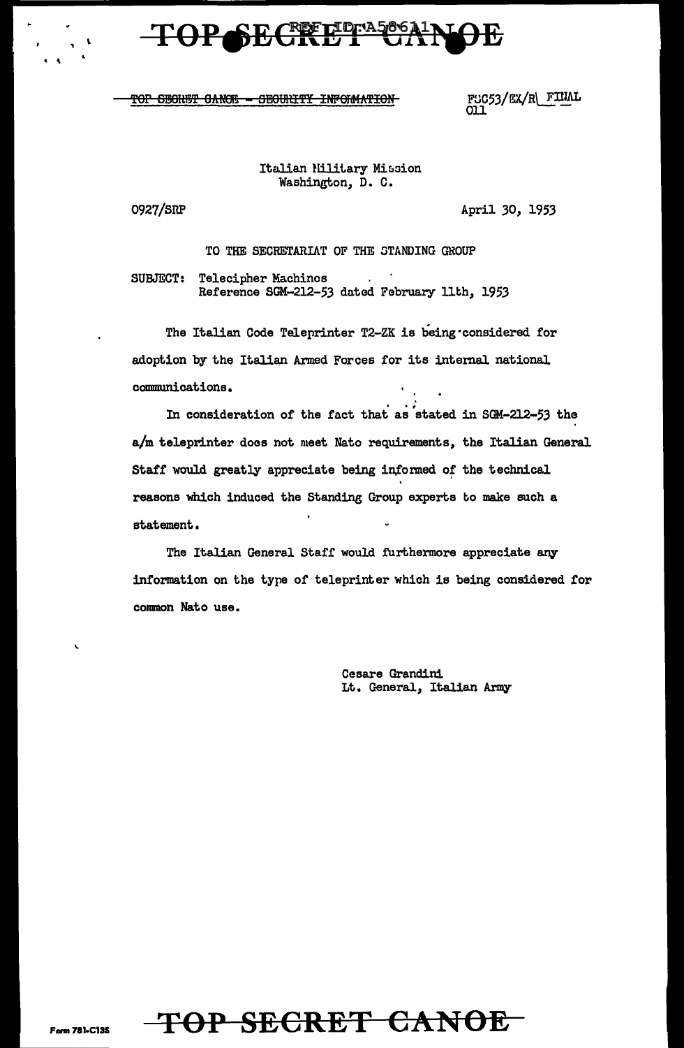TOP SECRET CANOE - SECURITY INFORMATION

FSC53/EX/R FINAL
011

Italian Military Mission
Washington, D. C.

0927/SRP

April 30, 1953

TO THE SECRETARIAT OF THE STANDING GROUP

SUBJECT: Telecipher Machines
Reference SGM-212-53 dated February 11th, 1953

The Italian Code Teleprinter T2-ZK is being considered for adoption by the Italian Armed Forces for its internal national communications.

In consideration of the fact that as stated in SGM-212-53 the a/m teleprinter does not meet Nato requirements, the Italian General Staff would greatly appreciate being informed of the technical reasons which induced the Standing Group experts to make such a statement.

The Italian General Staff would furthermore appreciate any information on the type of teleprinter which is being considered for common Nato use.

Cesare Grandini
Lt. General, Italian Army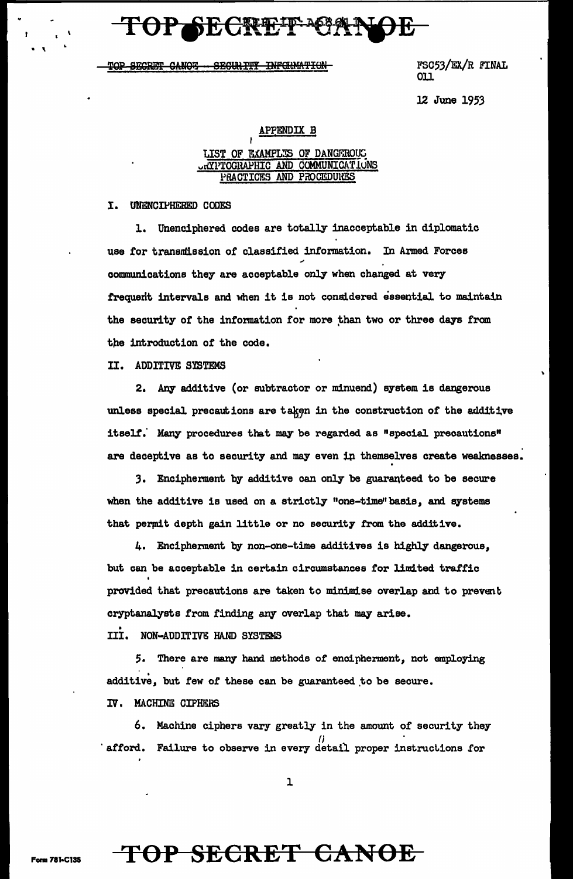TOP SECRET CANOE - SECURITY INFORMATION

FSC53/EX/R FINAL
011

12 June 1953

## APPENDIX B

### LIST OF EXAMPLES OF DANGEROUS CRYPTOGRAPHIC AND COMMUNICATIONS PRACTICES AND PROCEDURES

### I. UNENCIPHERED CODES

1. Unenciphered codes are totally inacceptable in diplomatic use for transmission of classified information. In Armed Forces communications they are acceptable only when changed at very frequent intervals and when it is not considered essential to maintain the security of the information for more than two or three days from the introduction of the code.

### II. ADDITIVE SYSTEMS

2. Any additive (or subtractor or minuend) system is dangerous unless special precautions are taken in the construction of the additive itself. Many procedures that may be regarded as "special precautions" are deceptive as to security and may even in themselves create weaknesses.

3. Encipherment by additive can only be guaranteed to be secure when the additive is used on a strictly "one-time" basis, and systems that permit depth gain little or no security from the additive.

4. Encipherment by non-one-time additives is highly dangerous, but can be acceptable in certain circumstances for limited traffic provided that precautions are taken to minimise overlap and to prevent cryptanalysts from finding any overlap that may arise.

### III. NON-ADDITIVE HAND SYSTEMS

5. There are many hand methods of encipherment, not employing additive, but few of these can be guaranteed to be secure.

### IV. MACHINE CIPHERS

6. Machine ciphers vary greatly in the amount of security they afford. Failure to observe in every detail proper instructions for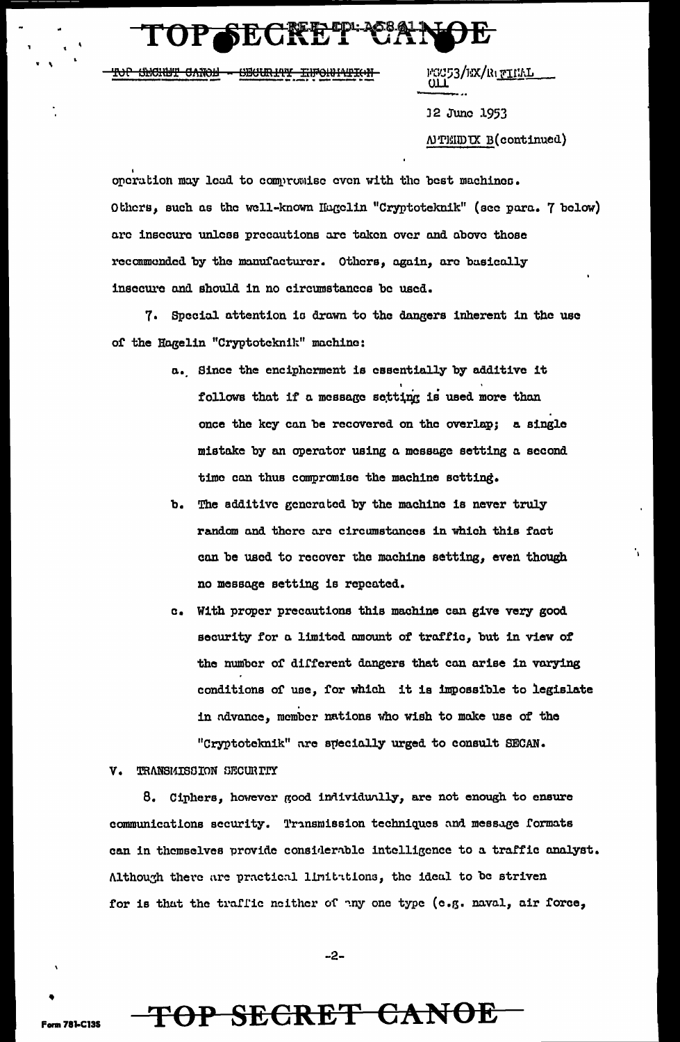operation may lead to compromise even with the best machines. Others, such as the well-known Hagelin "Cryptoteknik" (see para. 7 below) are insecure unless precautions are taken over and above those recommended by the manufacturer. Others, again, are basically insecure and should in no circumstances be used.

7. Special attention is drawn to the dangers inherent in the use of the Hagelin "Cryptoteknik" machine:

a. Since the encipherment is essentially by additive it follows that if a message setting is used more than once the key can be recovered on the overlap; a single mistake by an operator using a message setting a second time can thus compromise the machine setting.

b. The additive generated by the machine is never truly random and there are circumstances in which this fact can be used to recover the machine setting, even though no message setting is repeated.

c. With proper precautions this machine can give very good security for a limited amount of traffic, but in view of the number of different dangers that can arise in varying conditions of use, for which it is impossible to legislate in advance, member nations who wish to make use of the "Cryptoteknik" are specially urged to consult SECAN.

## V. TRANSMISSION SECURITY

8. Ciphers, however good individually, are not enough to ensure communications security. Transmission techniques and message formats can in themselves provide considerable intelligence to a traffic analyst. Although there are practical limitations, the ideal to be striven for is that the traffic neither of any one type (e.g. naval, air force,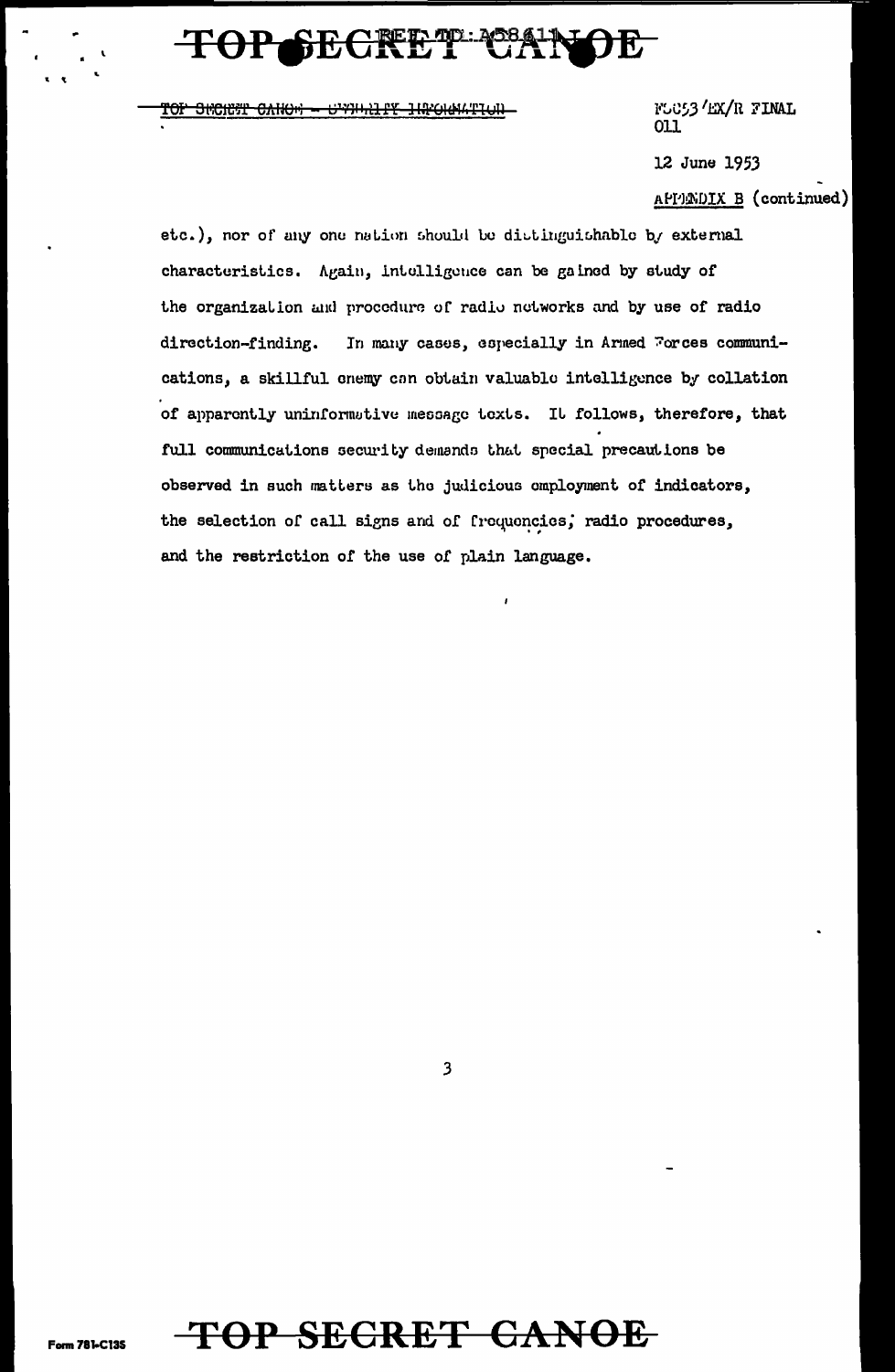TOP SECRET CANOE

~~TOP SECRET CANOE - SECURITY INFORMATION~~

FOC53/EX/R FINAL
011

12 June 1953

APPENDIX B (continued)

etc.), nor of any one nation should be distinguishable by external characteristics. Again, intelligence can be gained by study of the organization and procedure of radio networks and by use of radio direction-finding. In many cases, especially in Armed Forces communications, a skillful enemy can obtain valuable intelligence by collation of apparently uninformative message texts. It follows, therefore, that full communications security demands that special precautions be observed in such matters as the judicious employment of indicators, the selection of call signs and of frequencies; radio procedures, and the restriction of the use of plain language.

TOP SECRET CANOE